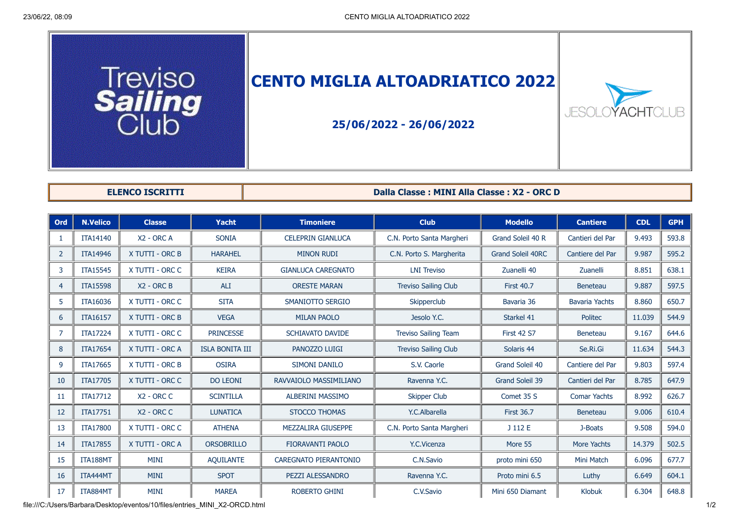# CENTO MIGLIA ALTOADRIATICO 2022

**25/06/2022 - 26/06/2022**

| ELENCO ISCRITTI | Dalla Classe : MINI Alla Classe : X2 - ORC D |
|---|---|

| Ord | N.Velico | Classe | Yacht | Timoniere | Club | Modello | Cantiere | CDL | GPH |
|---|---|---|---|---|---|---|---|---|---|
| 1 | ITA14140 | X2 - ORC A | SONIA | CELEPRIN GIANLUCA | C.N. Porto Santa Margheri | Grand Soleil 40 R | Cantieri del Par | 9.493 | 593.8 |
| 2 | ITA14946 | X TUTTI - ORC B | HARAHEL | MINON RUDI | C.N. Porto S. Margherita | Grand Soleil 40RC | Cantiere del Par | 9.987 | 595.2 |
| 3 | ITA15545 | X TUTTI - ORC C | KEIRA | GIANLUCA CAREGNATO | LNI Treviso | Zuanelli 40 | Zuanelli | 8.851 | 638.1 |
| 4 | ITA15598 | X2 - ORC B | ALI | ORESTE MARAN | Treviso Sailing Club | First 40.7 | Beneteau | 9.887 | 597.5 |
| 5 | ITA16036 | X TUTTI - ORC C | SITA | SMANIOTTO SERGIO | Skipperclub | Bavaria 36 | Bavaria Yachts | 8.860 | 650.7 |
| 6 | ITA16157 | X TUTTI - ORC B | VEGA | MILAN PAOLO | Jesolo Y.C. | Starkel 41 | Politec | 11.039 | 544.9 |
| 7 | ITA17224 | X TUTTI - ORC C | PRINCESSE | SCHIAVATO DAVIDE | Treviso Sailing Team | First 42 S7 | Beneteau | 9.167 | 644.6 |
| 8 | ITA17654 | X TUTTI - ORC A | ISLA BONITA III | PANOZZO LUIGI | Treviso Sailing Club | Solaris 44 | Se.Ri.Gi | 11.634 | 544.3 |
| 9 | ITA17665 | X TUTTI - ORC B | OSIRA | SIMONI DANILO | S.V. Caorle | Grand Soleil 40 | Cantiere del Par | 9.803 | 597.4 |
| 10 | ITA17705 | X TUTTI - ORC C | DO LEONI | RAVVAIOLO MASSIMILIANO | Ravenna Y.C. | Grand Soleil 39 | Cantieri del Par | 8.785 | 647.9 |
| 11 | ITA17712 | X2 - ORC C | SCINTILLA | ALBERINI MASSIMO | Skipper Club | Comet 35 S | Comar Yachts | 8.992 | 626.7 |
| 12 | ITA17751 | X2 - ORC C | LUNATICA | STOCCO THOMAS | Y.C.Albarella | First 36.7 | Beneteau | 9.006 | 610.4 |
| 13 | ITA17800 | X TUTTI - ORC C | ATHENA | MEZZALIRA GIUSEPPE | C.N. Porto Santa Margheri | J 112 E | J-Boats | 9.508 | 594.0 |
| 14 | ITA17855 | X TUTTI - ORC A | ORSOBRILLO | FIORAVANTI PAOLO | Y.C.Vicenza | More 55 | More Yachts | 14.379 | 502.5 |
| 15 | ITA188MT | MINI | AQUILANTE | CAREGNATO PIERANTONIO | C.N.Savio | proto mini 650 | Mini Match | 6.096 | 677.7 |
| 16 | ITA444MT | MINI | SPOT | PEZZI ALESSANDRO | Ravenna Y.C. | Proto mini 6.5 | Luthy | 6.649 | 604.1 |
| 17 | ITA884MT | MINI | MAREA | ROBERTO GHINI | C.V.Savio | Mini 650 Diamant | Klobuk | 6.304 | 648.8 |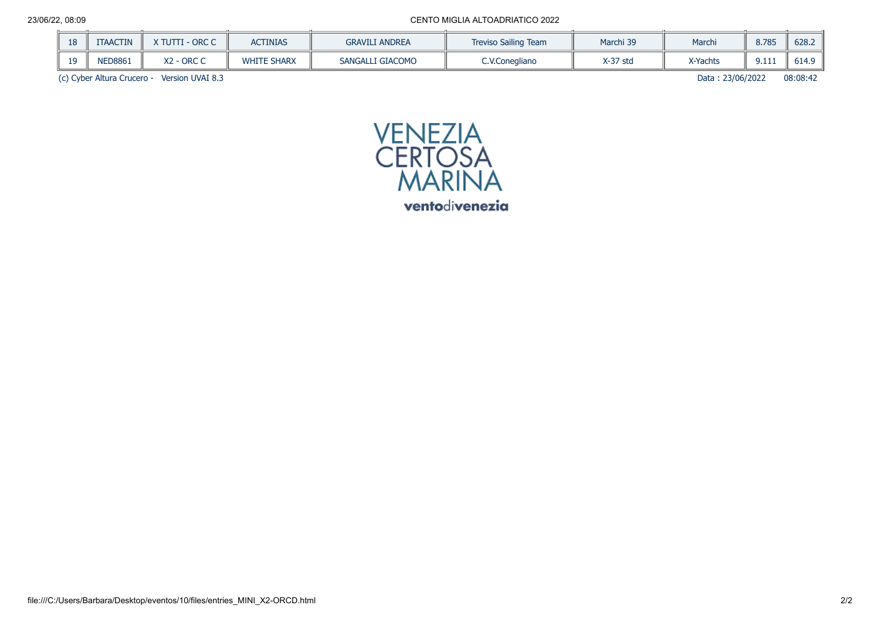| | | | | | | | | | |
|---|---|---|---|---|---|---|---|---|---|
| 18 | ITAACTIN | X TUTTI - ORC C | ACTINIAS | GRAVILI ANDREA | Treviso Sailing Team | Marchi 39 | Marchi | 8.785 | 628.2 |
| 19 | NED8861 | X2 - ORC C | WHITE SHARX | SANGALLI GIACOMO | C.V.Conegliano | X-37 std | X-Yachts | 9.111 | 614.9 |

(c) Cyber Altura Crucero - Version UVAI 8.3

Data : 23/06/2022 08:08:42

VENEZIA CERTOSA MARINA

ventodivenezia